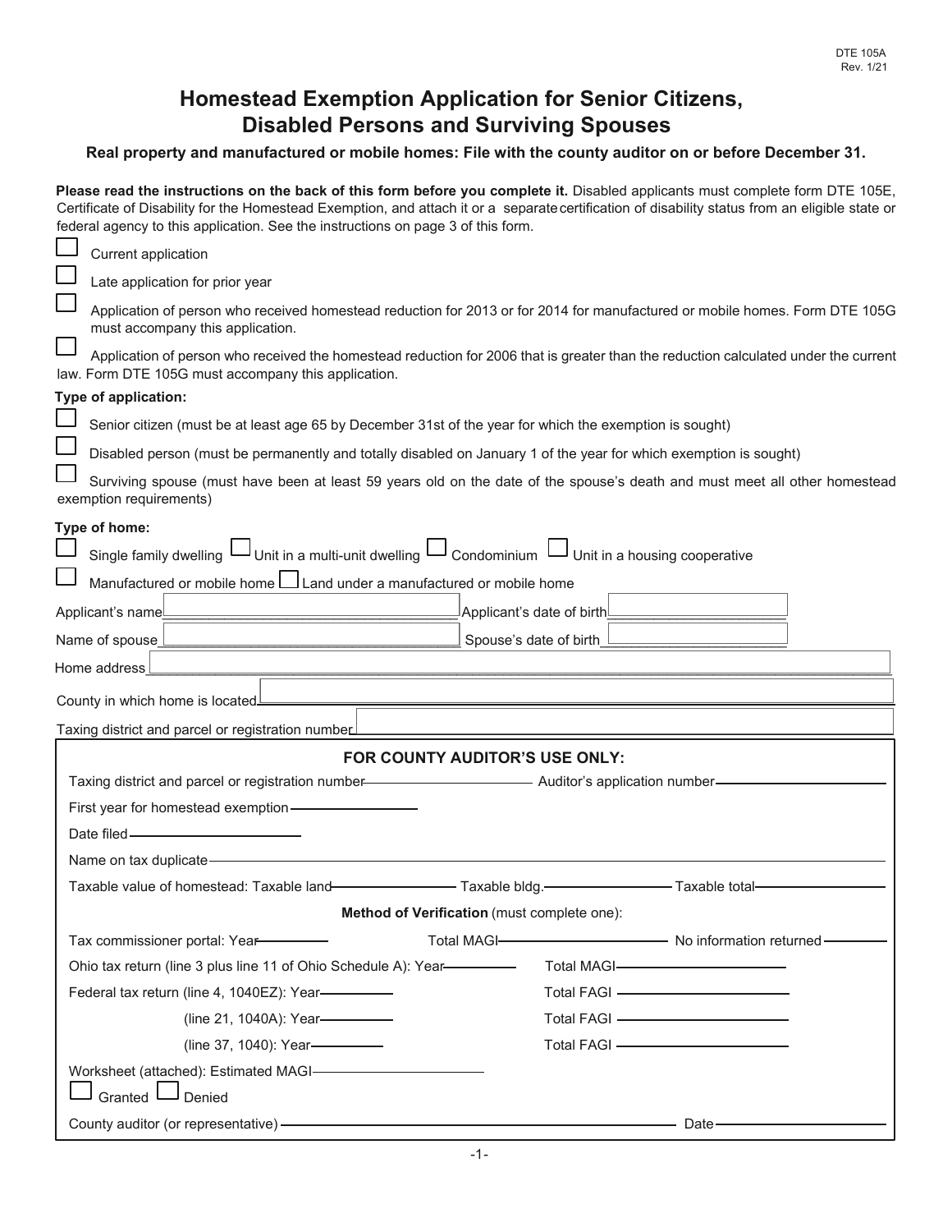DTE 105A
Rev. 1/21

# Homestead Exemption Application for Senior Citizens, Disabled Persons and Surviving Spouses

**Real property and manufactured or mobile homes: File with the county auditor on or before December 31.**

**Please read the instructions on the back of this form before you complete it.** Disabled applicants must complete form DTE 105E, Certificate of Disability for the Homestead Exemption, and attach it or a separate certification of disability status from an eligible state or federal agency to this application. See the instructions on page 3 of this form.

☐ Current application

☐ Late application for prior year

☐ Application of person who received homestead reduction for 2013 or for 2014 for manufactured or mobile homes. Form DTE 105G must accompany this application.

☐ Application of person who received the homestead reduction for 2006 that is greater than the reduction calculated under the current law. Form DTE 105G must accompany this application.

**Type of application:**

☐ Senior citizen (must be at least age 65 by December 31st of the year for which the exemption is sought)

☐ Disabled person (must be permanently and totally disabled on January 1 of the year for which exemption is sought)

☐ Surviving spouse (must have been at least 59 years old on the date of the spouse's death and must meet all other homestead exemption requirements)

**Type of home:**

☐ Single family dwelling ☐ Unit in a multi-unit dwelling ☐ Condominium ☐ Unit in a housing cooperative

☐ Manufactured or mobile home ☐ Land under a manufactured or mobile home

Applicant's name ____________________ Applicant's date of birth ____________________

Name of spouse ____________________ Spouse's date of birth ____________________

Home address ____________________

County in which home is located ____________________

Taxing district and parcel or registration number ____________________

**FOR COUNTY AUDITOR'S USE ONLY:**

Taxing district and parcel or registration number ____________________ Auditor's application number ____________________

First year for homestead exemption ____________________

Date filed ____________________

Name on tax duplicate ____________________

Taxable value of homestead: Taxable land ____________ Taxable bldg. ____________ Taxable total ____________

**Method of Verification** (must complete one):

Tax commissioner portal: Year ________ Total MAGI ____________ No information returned ________

Ohio tax return (line 3 plus line 11 of Ohio Schedule A): Year ________ Total MAGI ____________

Federal tax return (line 4, 1040EZ): Year ________ Total FAGI ____________

(line 21, 1040A): Year ________ Total FAGI ____________

(line 37, 1040): Year ________ Total FAGI ____________

Worksheet (attached): Estimated MAGI ____________

☐ Granted ☐ Denied

County auditor (or representative) ____________________ Date ____________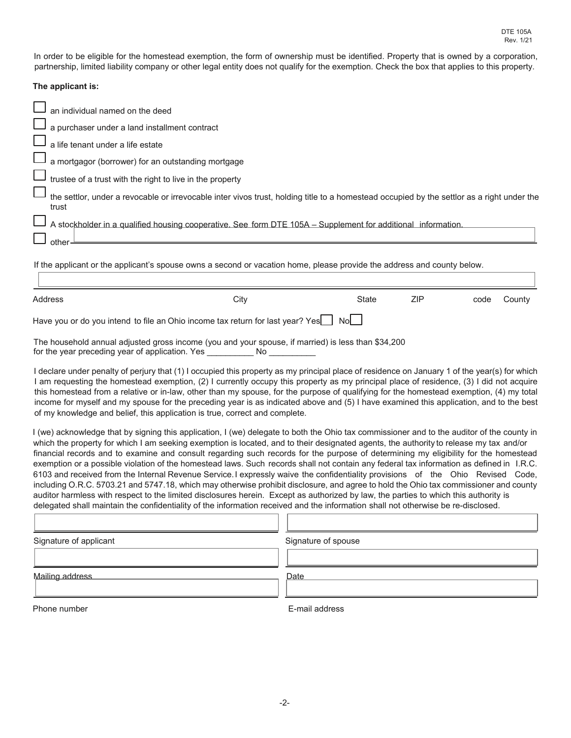DTE 105A
Rev. 1/21

In order to be eligible for the homestead exemption, the form of ownership must be identified. Property that is owned by a corporation, partnership, limited liability company or other legal entity does not qualify for the exemption. Check the box that applies to this property.

**The applicant is:**

- ☐ an individual named on the deed
- ☐ a purchaser under a land installment contract
- ☐ a life tenant under a life estate
- ☐ a mortgagor (borrower) for an outstanding mortgage
- ☐ trustee of a trust with the right to live in the property
- ☐ the settlor, under a revocable or irrevocable inter vivos trust, holding title to a homestead occupied by the settlor as a right under the trust
- ☐ A stockholder in a qualified housing cooperative. See form DTE 105A – Supplement for additional information.
- ☐ other ________________________________

If the applicant or the applicant's spouse owns a second or vacation home, please provide the address and county below.

________________________________________________________________

Address City State ZIP code County

Have you or do you intend to file an Ohio income tax return for last year? Yes ☐ No ☐

The household annual adjusted gross income (you and your spouse, if married) is less than $34,200 for the year preceding year of application. Yes __________ No __________

I declare under penalty of perjury that (1) I occupied this property as my principal place of residence on January 1 of the year(s) for which I am requesting the homestead exemption, (2) I currently occupy this property as my principal place of residence, (3) I did not acquire this homestead from a relative or in-law, other than my spouse, for the purpose of qualifying for the homestead exemption, (4) my total income for myself and my spouse for the preceding year is as indicated above and (5) I have examined this application, and to the best of my knowledge and belief, this application is true, correct and complete.

I (we) acknowledge that by signing this application, I (we) delegate to both the Ohio tax commissioner and to the auditor of the county in which the property for which I am seeking exemption is located, and to their designated agents, the authority to release my tax and/or financial records and to examine and consult regarding such records for the purpose of determining my eligibility for the homestead exemption or a possible violation of the homestead laws. Such records shall not contain any federal tax information as defined in I.R.C. 6103 and received from the Internal Revenue Service. I expressly waive the confidentiality provisions of the Ohio Revised Code, including O.R.C. 5703.21 and 5747.18, which may otherwise prohibit disclosure, and agree to hold the Ohio tax commissioner and county auditor harmless with respect to the limited disclosures herein. Except as authorized by law, the parties to which this authority is delegated shall maintain the confidentiality of the information received and the information shall not otherwise be re-disclosed.

| | |
|---|---|
| ______________________________ | ______________________________ |
| Signature of applicant | Signature of spouse |
| ______________________________ | ______________________________ |
| Mailing address | Date |
| ______________________________ | ______________________________ |
| Phone number | E-mail address |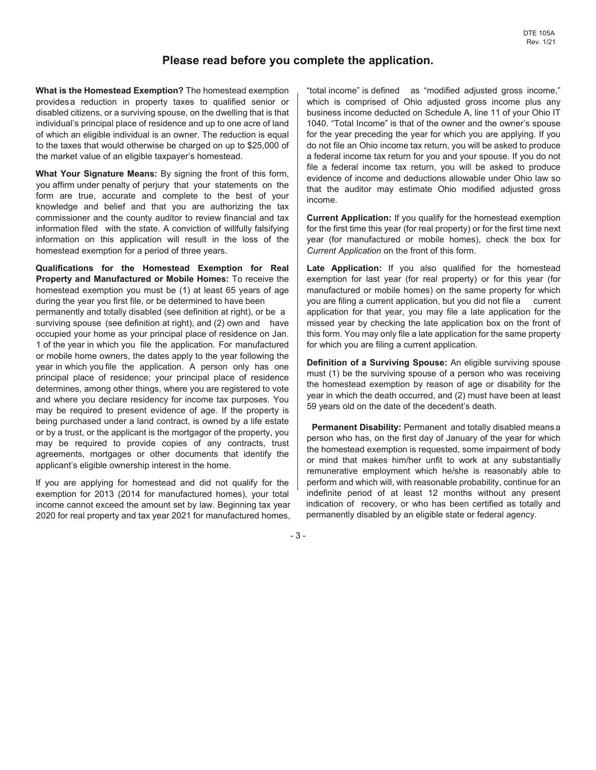## Please read before you complete the application.

**What is the Homestead Exemption?** The homestead exemption provides a reduction in property taxes to qualified senior or disabled citizens, or a surviving spouse, on the dwelling that is that individual's principal place of residence and up to one acre of land of which an eligible individual is an owner. The reduction is equal to the taxes that would otherwise be charged on up to $25,000 of the market value of an eligible taxpayer's homestead.

**What Your Signature Means:** By signing the front of this form, you affirm under penalty of perjury that your statements on the form are true, accurate and complete to the best of your knowledge and belief and that you are authorizing the tax commissioner and the county auditor to review financial and tax information filed with the state. A conviction of willfully falsifying information on this application will result in the loss of the homestead exemption for a period of three years.

**Qualifications for the Homestead Exemption for Real Property and Manufactured or Mobile Homes:** To receive the homestead exemption you must be (1) at least 65 years of age during the year you first file, or be determined to have been permanently and totally disabled (see definition at right), or be a surviving spouse (see definition at right), and (2) own and have occupied your home as your principal place of residence on Jan. 1 of the year in which you file the application. For manufactured or mobile home owners, the dates apply to the year following the year in which you file the application. A person only has one principal place of residence; your principal place of residence determines, among other things, where you are registered to vote and where you declare residency for income tax purposes. You may be required to present evidence of age. If the property is being purchased under a land contract, is owned by a life estate or by a trust, or the applicant is the mortgagor of the property, you may be required to provide copies of any contracts, trust agreements, mortgages or other documents that identify the applicant's eligible ownership interest in the home.

If you are applying for homestead and did not qualify for the exemption for 2013 (2014 for manufactured homes), your total income cannot exceed the amount set by law. Beginning tax year 2020 for real property and tax year 2021 for manufactured homes, "total income" is defined as "modified adjusted gross income," which is comprised of Ohio adjusted gross income plus any business income deducted on Schedule A, line 11 of your Ohio IT 1040. "Total Income" is that of the owner and the owner's spouse for the year preceding the year for which you are applying. If you do not file an Ohio income tax return, you will be asked to produce a federal income tax return for you and your spouse. If you do not file a federal income tax return, you will be asked to produce evidence of income and deductions allowable under Ohio law so that the auditor may estimate Ohio modified adjusted gross income.

**Current Application:** If you qualify for the homestead exemption for the first time this year (for real property) or for the first time next year (for manufactured or mobile homes), check the box for *Current Application* on the front of this form.

**Late Application:** If you also qualified for the homestead exemption for last year (for real property) or for this year (for manufactured or mobile homes) on the same property for which you are filing a current application, but you did not file a current application for that year, you may file a late application for the missed year by checking the late application box on the front of this form. You may only file a late application for the same property for which you are filing a current application.

**Definition of a Surviving Spouse:** An eligible surviving spouse must (1) be the surviving spouse of a person who was receiving the homestead exemption by reason of age or disability for the year in which the death occurred, and (2) must have been at least 59 years old on the date of the decedent's death.

**Permanent Disability:** Permanent and totally disabled means a person who has, on the first day of January of the year for which the homestead exemption is requested, some impairment of body or mind that makes him/her unfit to work at any substantially remunerative employment which he/she is reasonably able to perform and which will, with reasonable probability, continue for an indefinite period of at least 12 months without any present indication of recovery, or who has been certified as totally and permanently disabled by an eligible state or federal agency.